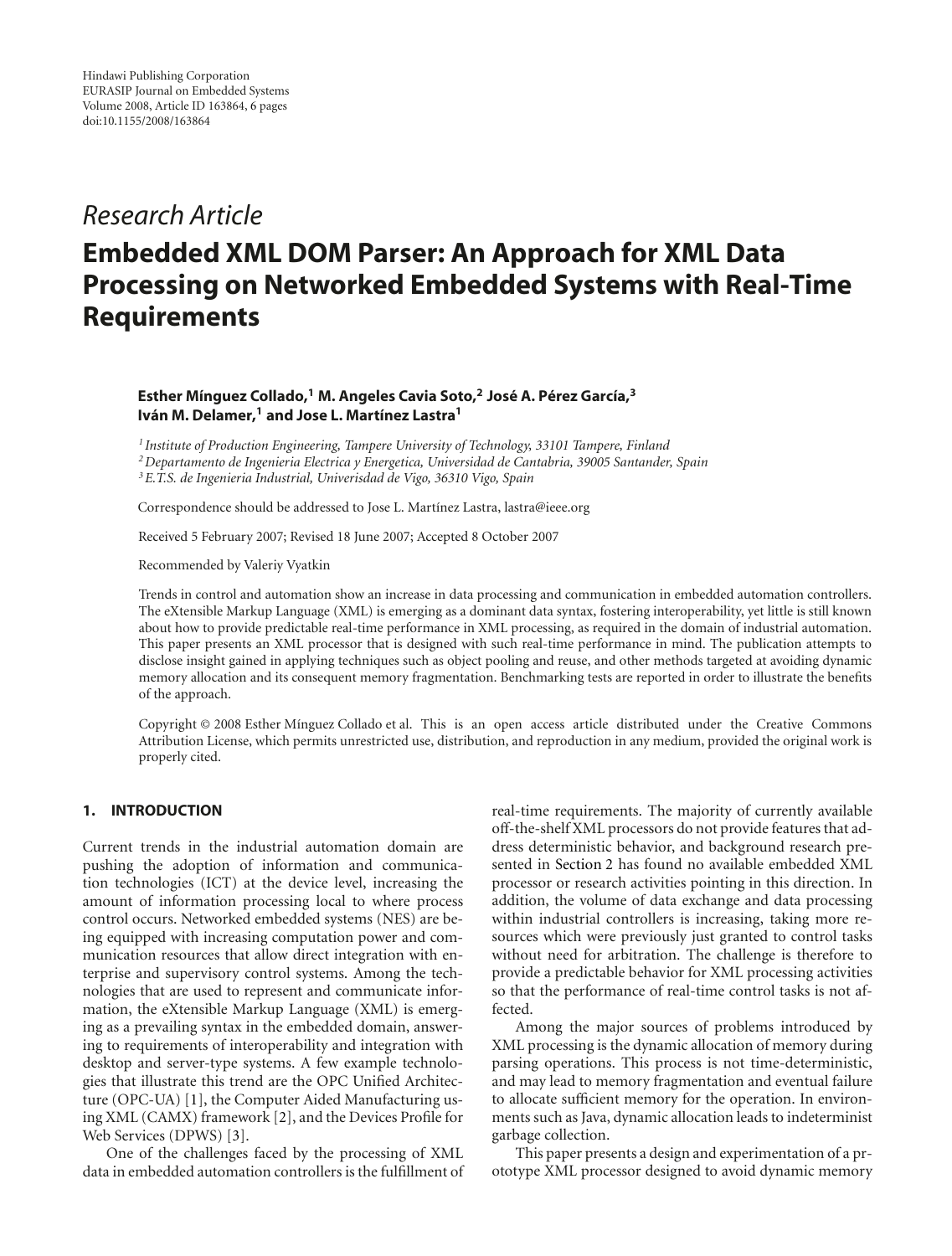Hindawi Publishing Corporation
EURASIP Journal on Embedded Systems
Volume 2008, Article ID 163864, 6 pages
doi:10.1155/2008/163864

*Research Article*

# Embedded XML DOM Parser: An Approach for XML Data Processing on Networked Embedded Systems with Real-Time Requirements

**Esther Mínguez Collado,[1] M. Angeles Cavia Soto,[2] José A. Pérez García,[3] Iván M. Delamer,[1] and Jose L. Martínez Lastra[1]**

[1] *Institute of Production Engineering, Tampere University of Technology, 33101 Tampere, Finland*
[2] *Departamento de Ingenieria Electrica y Energetica, Universidad de Cantabria, 39005 Santander, Spain*
[3] *E.T.S. de Ingenieria Industrial, Univerisdad de Vigo, 36310 Vigo, Spain*

Correspondence should be addressed to Jose L. Martínez Lastra, lastra@ieee.org

Received 5 February 2007; Revised 18 June 2007; Accepted 8 October 2007

Recommended by Valeriy Vyatkin

Trends in control and automation show an increase in data processing and communication in embedded automation controllers. The eXtensible Markup Language (XML) is emerging as a dominant data syntax, fostering interoperability, yet little is still known about how to provide predictable real-time performance in XML processing, as required in the domain of industrial automation. This paper presents an XML processor that is designed with such real-time performance in mind. The publication attempts to disclose insight gained in applying techniques such as object pooling and reuse, and other methods targeted at avoiding dynamic memory allocation and its consequent memory fragmentation. Benchmarking tests are reported in order to illustrate the benefits of the approach.

Copyright © 2008 Esther Mínguez Collado et al. This is an open access article distributed under the Creative Commons Attribution License, which permits unrestricted use, distribution, and reproduction in any medium, provided the original work is properly cited.

## 1. INTRODUCTION

Current trends in the industrial automation domain are pushing the adoption of information and communication technologies (ICT) at the device level, increasing the amount of information processing local to where process control occurs. Networked embedded systems (NES) are being equipped with increasing computation power and communication resources that allow direct integration with enterprise and supervisory control systems. Among the technologies that are used to represent and communicate information, the eXtensible Markup Language (XML) is emerging as a prevailing syntax in the embedded domain, answering to requirements of interoperability and integration with desktop and server-type systems. A few example technologies that illustrate this trend are the OPC Unified Architecture (OPC-UA) [1], the Computer Aided Manufacturing using XML (CAMX) framework [2], and the Devices Profile for Web Services (DPWS) [3].

One of the challenges faced by the processing of XML data in embedded automation controllers is the fulfillment of real-time requirements. The majority of currently available off-the-shelf XML processors do not provide features that address deterministic behavior, and background research presented in Section 2 has found no available embedded XML processor or research activities pointing in this direction. In addition, the volume of data exchange and data processing within industrial controllers is increasing, taking more resources which were previously just granted to control tasks without need for arbitration. The challenge is therefore to provide a predictable behavior for XML processing activities so that the performance of real-time control tasks is not affected.

Among the major sources of problems introduced by XML processing is the dynamic allocation of memory during parsing operations. This process is not time-deterministic, and may lead to memory fragmentation and eventual failure to allocate sufficient memory for the operation. In environments such as Java, dynamic allocation leads to indeterminist garbage collection.

This paper presents a design and experimentation of a prototype XML processor designed to avoid dynamic memory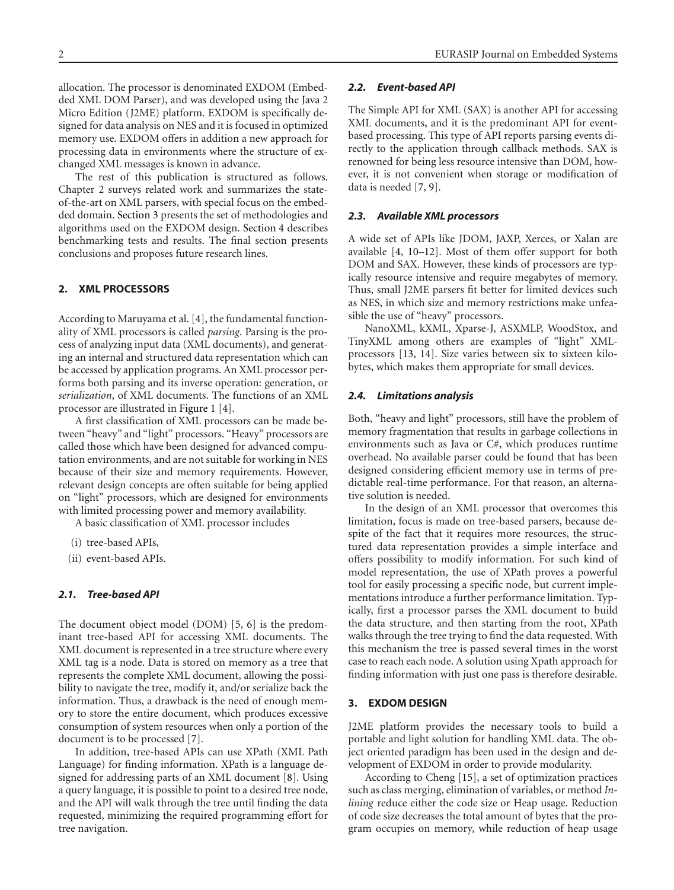allocation. The processor is denominated EXDOM (Embedded XML DOM Parser), and was developed using the Java 2 Micro Edition (J2ME) platform. EXDOM is specifically designed for data analysis on NES and it is focused in optimized memory use. EXDOM offers in addition a new approach for processing data in environments where the structure of exchanged XML messages is known in advance.

The rest of this publication is structured as follows. Chapter 2 surveys related work and summarizes the state-of-the-art on XML parsers, with special focus on the embedded domain. Section 3 presents the set of methodologies and algorithms used on the EXDOM design. Section 4 describes benchmarking tests and results. The final section presents conclusions and proposes future research lines.

## 2. XML PROCESSORS

According to Maruyama et al. [4], the fundamental functionality of XML processors is called *parsing*. Parsing is the process of analyzing input data (XML documents), and generating an internal and structured data representation which can be accessed by application programs. An XML processor performs both parsing and its inverse operation: generation, or *serialization*, of XML documents. The functions of an XML processor are illustrated in Figure 1 [4].

A first classification of XML processors can be made between "heavy" and "light" processors. "Heavy" processors are called those which have been designed for advanced computation environments, and are not suitable for working in NES because of their size and memory requirements. However, relevant design concepts are often suitable for being applied on "light" processors, which are designed for environments with limited processing power and memory availability.

A basic classification of XML processor includes

(i) tree-based APIs,

(ii) event-based APIs.

### 2.1. Tree-based API

The document object model (DOM) [5, 6] is the predominant tree-based API for accessing XML documents. The XML document is represented in a tree structure where every XML tag is a node. Data is stored on memory as a tree that represents the complete XML document, allowing the possibility to navigate the tree, modify it, and/or serialize back the information. Thus, a drawback is the need of enough memory to store the entire document, which produces excessive consumption of system resources when only a portion of the document is to be processed [7].

In addition, tree-based APIs can use XPath (XML Path Language) for finding information. XPath is a language designed for addressing parts of an XML document [8]. Using a query language, it is possible to point to a desired tree node, and the API will walk through the tree until finding the data requested, minimizing the required programming effort for tree navigation.

### 2.2. Event-based API

The Simple API for XML (SAX) is another API for accessing XML documents, and it is the predominant API for event-based processing. This type of API reports parsing events directly to the application through callback methods. SAX is renowned for being less resource intensive than DOM, however, it is not convenient when storage or modification of data is needed [7, 9].

### 2.3. Available XML processors

A wide set of APIs like JDOM, JAXP, Xerces, or Xalan are available [4, 10–12]. Most of them offer support for both DOM and SAX. However, these kinds of processors are typically resource intensive and require megabytes of memory. Thus, small J2ME parsers fit better for limited devices such as NES, in which size and memory restrictions make unfeasible the use of "heavy" processors.

NanoXML, kXML, Xparse-J, ASXMLP, WoodStox, and TinyXML among others are examples of "light" XML-processors [13, 14]. Size varies between six to sixteen kilobytes, which makes them appropriate for small devices.

### 2.4. Limitations analysis

Both, "heavy and light" processors, still have the problem of memory fragmentation that results in garbage collections in environments such as Java or C#, which produces runtime overhead. No available parser could be found that has been designed considering efficient memory use in terms of predictable real-time performance. For that reason, an alternative solution is needed.

In the design of an XML processor that overcomes this limitation, focus is made on tree-based parsers, because despite of the fact that it requires more resources, the structured data representation provides a simple interface and offers possibility to modify information. For such kind of model representation, the use of XPath proves a powerful tool for easily processing a specific node, but current implementations introduce a further performance limitation. Typically, first a processor parses the XML document to build the data structure, and then starting from the root, XPath walks through the tree trying to find the data requested. With this mechanism the tree is passed several times in the worst case to reach each node. A solution using Xpath approach for finding information with just one pass is therefore desirable.

## 3. EXDOM DESIGN

J2ME platform provides the necessary tools to build a portable and light solution for handling XML data. The object oriented paradigm has been used in the design and development of EXDOM in order to provide modularity.

According to Cheng [15], a set of optimization practices such as class merging, elimination of variables, or method *Inlining* reduce either the code size or Heap usage. Reduction of code size decreases the total amount of bytes that the program occupies on memory, while reduction of heap usage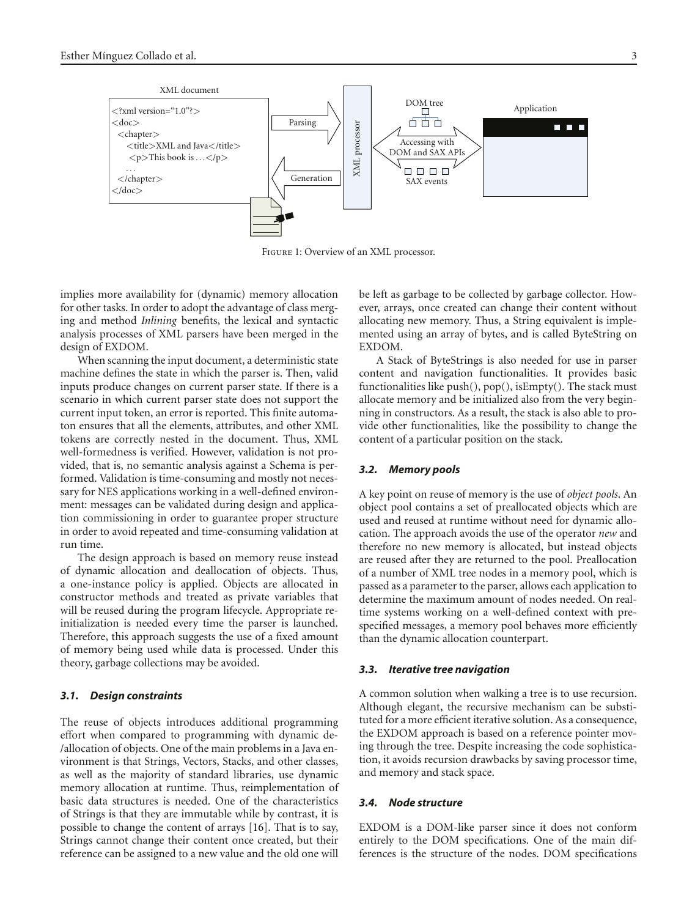Figure 1: Overview of an XML processor.

implies more availability for (dynamic) memory allocation for other tasks. In order to adopt the advantage of class merging and method *Inlining* benefits, the lexical and syntactic analysis processes of XML parsers have been merged in the design of EXDOM.

When scanning the input document, a deterministic state machine defines the state in which the parser is. Then, valid inputs produce changes on current parser state. If there is a scenario in which current parser state does not support the current input token, an error is reported. This finite automaton ensures that all the elements, attributes, and other XML tokens are correctly nested in the document. Thus, XML well-formedness is verified. However, validation is not provided, that is, no semantic analysis against a Schema is performed. Validation is time-consuming and mostly not necessary for NES applications working in a well-defined environment: messages can be validated during design and application commissioning in order to guarantee proper structure in order to avoid repeated and time-consuming validation at run time.

The design approach is based on memory reuse instead of dynamic allocation and deallocation of objects. Thus, a one-instance policy is applied. Objects are allocated in constructor methods and treated as private variables that will be reused during the program lifecycle. Appropriate re-initialization is needed every time the parser is launched. Therefore, this approach suggests the use of a fixed amount of memory being used while data is processed. Under this theory, garbage collections may be avoided.

### *3.1. Design constraints*

The reuse of objects introduces additional programming effort when compared to programming with dynamic de-/allocation of objects. One of the main problems in a Java environment is that Strings, Vectors, Stacks, and other classes, as well as the majority of standard libraries, use dynamic memory allocation at runtime. Thus, reimplementation of basic data structures is needed. One of the characteristics of Strings is that they are immutable while by contrast, it is possible to change the content of arrays [16]. That is to say, Strings cannot change their content once created, but their reference can be assigned to a new value and the old one will be left as garbage to be collected by garbage collector. However, arrays, once created can change their content without allocating new memory. Thus, a String equivalent is implemented using an array of bytes, and is called ByteString on EXDOM.

A Stack of ByteStrings is also needed for use in parser content and navigation functionalities. It provides basic functionalities like push(), pop(), isEmpty(). The stack must allocate memory and be initialized also from the very beginning in constructors. As a result, the stack is also able to provide other functionalities, like the possibility to change the content of a particular position on the stack.

### *3.2. Memory pools*

A key point on reuse of memory is the use of *object pools*. An object pool contains a set of preallocated objects which are used and reused at runtime without need for dynamic allocation. The approach avoids the use of the operator *new* and therefore no new memory is allocated, but instead objects are reused after they are returned to the pool. Preallocation of a number of XML tree nodes in a memory pool, which is passed as a parameter to the parser, allows each application to determine the maximum amount of nodes needed. On real-time systems working on a well-defined context with pre-specified messages, a memory pool behaves more efficiently than the dynamic allocation counterpart.

### *3.3. Iterative tree navigation*

A common solution when walking a tree is to use recursion. Although elegant, the recursive mechanism can be substituted for a more efficient iterative solution. As a consequence, the EXDOM approach is based on a reference pointer moving through the tree. Despite increasing the code sophistication, it avoids recursion drawbacks by saving processor time, and memory and stack space.

### *3.4. Node structure*

EXDOM is a DOM-like parser since it does not conform entirely to the DOM specifications. One of the main differences is the structure of the nodes. DOM specifications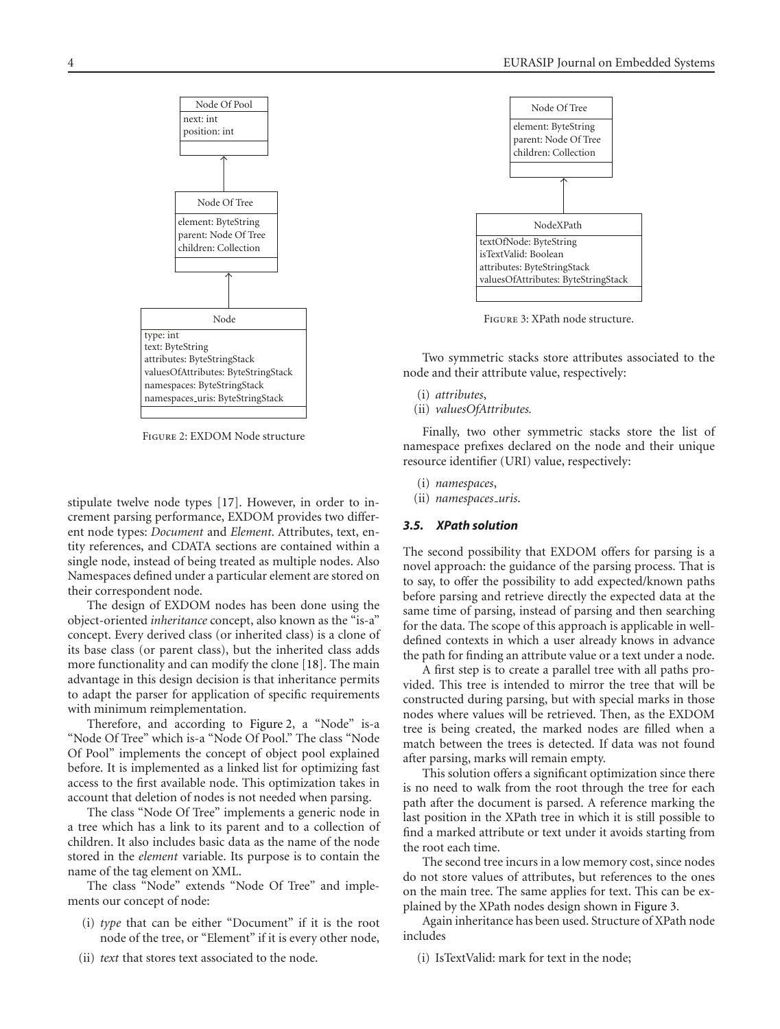Node Of Pool
next: int
position: int

Node Of Tree
element: ByteString
parent: Node Of Tree
children: Collection

Node
type: int
text: ByteString
attributes: ByteStringStack
valuesOfAttributes: ByteStringStack
namespaces: ByteStringStack
namespaces_uris: ByteStringStack

Figure 2: EXDOM Node structure

stipulate twelve node types [17]. However, in order to increment parsing performance, EXDOM provides two different node types: *Document* and *Element*. Attributes, text, entity references, and CDATA sections are contained within a single node, instead of being treated as multiple nodes. Also Namespaces defined under a particular element are stored on their correspondent node.

The design of EXDOM nodes has been done using the object-oriented *inheritance* concept, also known as the "is-a" concept. Every derived class (or inherited class) is a clone of its base class (or parent class), but the inherited class adds more functionality and can modify the clone [18]. The main advantage in this design decision is that inheritance permits to adapt the parser for application of specific requirements with minimum reimplementation.

Therefore, and according to Figure 2, a "Node" is-a "Node Of Tree" which is-a "Node Of Pool." The class "Node Of Pool" implements the concept of object pool explained before. It is implemented as a linked list for optimizing fast access to the first available node. This optimization takes in account that deletion of nodes is not needed when parsing.

The class "Node Of Tree" implements a generic node in a tree which has a link to its parent and to a collection of children. It also includes basic data as the name of the node stored in the *element* variable. Its purpose is to contain the name of the tag element on XML.

The class "Node" extends "Node Of Tree" and implements our concept of node:

(i) *type* that can be either "Document" if it is the root node of the tree, or "Element" if it is every other node,

(ii) *text* that stores text associated to the node.

Node Of Tree
element: ByteString
parent: Node Of Tree
children: Collection

NodeXPath
textOfNode: ByteString
isTextValid: Boolean
attributes: ByteStringStack
valuesOfAttributes: ByteStringStack

Figure 3: XPath node structure.

Two symmetric stacks store attributes associated to the node and their attribute value, respectively:

(i) *attributes*,

(ii) *valuesOfAttributes.*

Finally, two other symmetric stacks store the list of namespace prefixes declared on the node and their unique resource identifier (URI) value, respectively:

(i) *namespaces*,

(ii) *namespaces_uris*.

### *3.5. XPath solution*

The second possibility that EXDOM offers for parsing is a novel approach: the guidance of the parsing process. That is to say, to offer the possibility to add expected/known paths before parsing and retrieve directly the expected data at the same time of parsing, instead of parsing and then searching for the data. The scope of this approach is applicable in well-defined contexts in which a user already knows in advance the path for finding an attribute value or a text under a node.

A first step is to create a parallel tree with all paths provided. This tree is intended to mirror the tree that will be constructed during parsing, but with special marks in those nodes where values will be retrieved. Then, as the EXDOM tree is being created, the marked nodes are filled when a match between the trees is detected. If data was not found after parsing, marks will remain empty.

This solution offers a significant optimization since there is no need to walk from the root through the tree for each path after the document is parsed. A reference marking the last position in the XPath tree in which it is still possible to find a marked attribute or text under it avoids starting from the root each time.

The second tree incurs in a low memory cost, since nodes do not store values of attributes, but references to the ones on the main tree. The same applies for text. This can be explained by the XPath nodes design shown in Figure 3.

Again inheritance has been used. Structure of XPath node includes

(i) IsTextValid: mark for text in the node;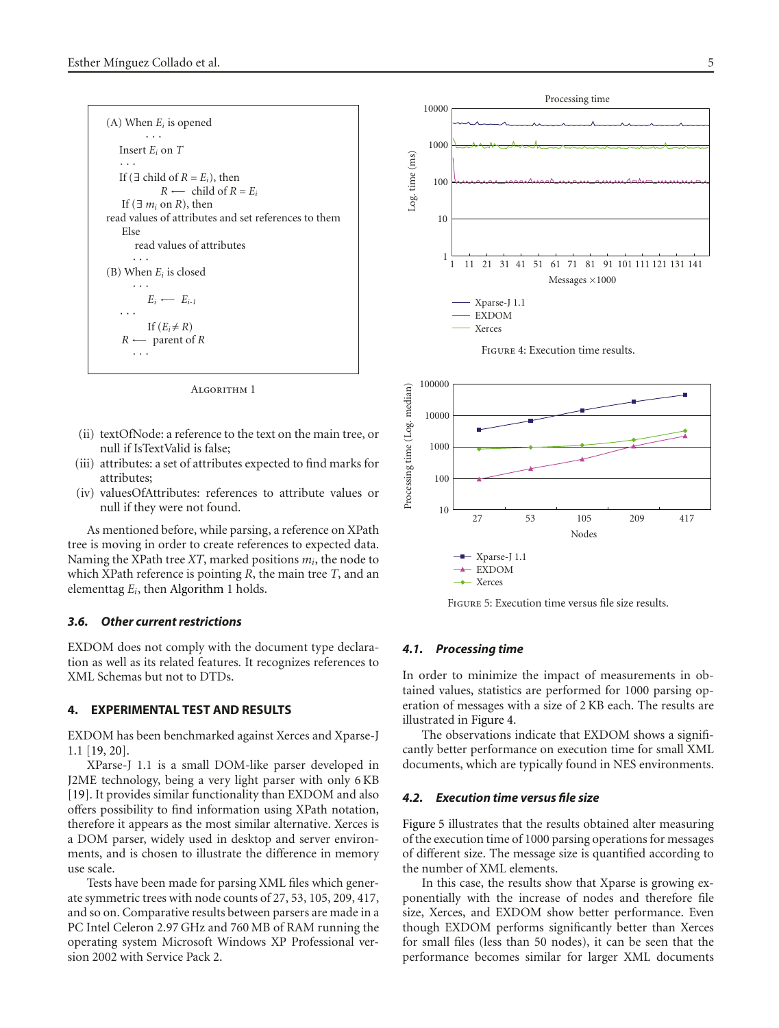```
(A) When E_i is opened
        . . .
    Insert E_i on T
    . . .
    If (∃ child of R = E_i), then
            R ⟵ child of R = E_i
    If (∃ m_i on R), then
read values of attributes and set references to them
    Else
        read values of attributes
      . . .
(B) When E_i is closed
      . . .
        E_i ⟵ E_{i-1}
  . . .
        If (E_i ≠ R)
    R ⟵ parent of R
      . . .
```

Algorithm 1

(ii) textOfNode: a reference to the text on the main tree, or null if IsTextValid is false;

(iii) attributes: a set of attributes expected to find marks for attributes;

(iv) valuesOfAttributes: references to attribute values or null if they were not found.

As mentioned before, while parsing, a reference on XPath tree is moving in order to create references to expected data. Naming the XPath tree $XT$, marked positions $m_i$, the node to which XPath reference is pointing $R$, the main tree $T$, and an elementtag $E_i$, then Algorithm 1 holds.

### 3.6. Other current restrictions

EXDOM does not comply with the document type declaration as well as its related features. It recognizes references to XML Schemas but not to DTDs.

## 4. EXPERIMENTAL TEST AND RESULTS

EXDOM has been benchmarked against Xerces and Xparse-J 1.1 [19, 20].

XParse-J 1.1 is a small DOM-like parser developed in J2ME technology, being a very light parser with only 6 KB [19]. It provides similar functionality than EXDOM and also offers possibility to find information using XPath notation, therefore it appears as the most similar alternative. Xerces is a DOM parser, widely used in desktop and server environments, and is chosen to illustrate the difference in memory use scale.

Tests have been made for parsing XML files which generate symmetric trees with node counts of 27, 53, 105, 209, 417, and so on. Comparative results between parsers are made in a PC Intel Celeron 2.97 GHz and 760 MB of RAM running the operating system Microsoft Windows XP Professional version 2002 with Service Pack 2.

Figure 4: Execution time results.

Figure 5: Execution time versus file size results.

### 4.1. Processing time

In order to minimize the impact of measurements in obtained values, statistics are performed for 1000 parsing operation of messages with a size of 2 KB each. The results are illustrated in Figure 4.

The observations indicate that EXDOM shows a significantly better performance on execution time for small XML documents, which are typically found in NES environments.

### 4.2. Execution time versus file size

Figure 5 illustrates that the results obtained alter measuring of the execution time of 1000 parsing operations for messages of different size. The message size is quantified according to the number of XML elements.

In this case, the results show that Xparse is growing exponentially with the increase of nodes and therefore file size, Xerces, and EXDOM show better performance. Even though EXDOM performs significantly better than Xerces for small files (less than 50 nodes), it can be seen that the performance becomes similar for larger XML documents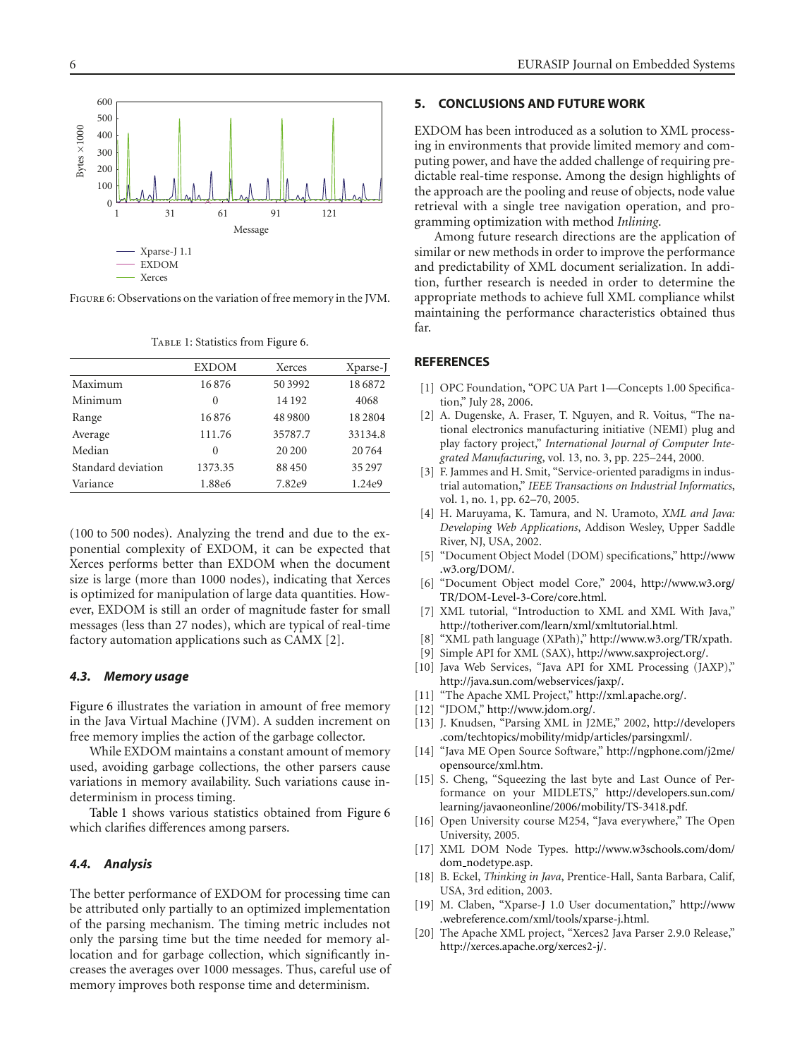600
500
400
300
200
100
0
Bytes ×1000
1
31
61
91
121
Message

Xparse-J 1.1
EXDOM
Xerces

Figure 6: Observations on the variation of free memory in the JVM.

Table 1: Statistics from Figure 6.

| | EXDOM | Xerces | Xparse-J |
|---|---|---|---|
| Maximum | 16 876 | 50 3992 | 18 6872 |
| Minimum | 0 | 14 192 | 4068 |
| Range | 16 876 | 48 9800 | 18 2804 |
| Average | 111.76 | 35787.7 | 33134.8 |
| Median | 0 | 20 200 | 20 764 |
| Standard deviation | 1373.35 | 88 450 | 35 297 |
| Variance | 1.88e6 | 7.82e9 | 1.24e9 |

(100 to 500 nodes). Analyzing the trend and due to the exponential complexity of EXDOM, it can be expected that Xerces performs better than EXDOM when the document size is large (more than 1000 nodes), indicating that Xerces is optimized for manipulation of large data quantities. However, EXDOM is still an order of magnitude faster for small messages (less than 27 nodes), which are typical of real-time factory automation applications such as CAMX [2].

### *4.3. Memory usage*

Figure 6 illustrates the variation in amount of free memory in the Java Virtual Machine (JVM). A sudden increment on free memory implies the action of the garbage collector.

While EXDOM maintains a constant amount of memory used, avoiding garbage collections, the other parsers cause variations in memory availability. Such variations cause indeterminism in process timing.

Table 1 shows various statistics obtained from Figure 6 which clarifies differences among parsers.

### *4.4. Analysis*

The better performance of EXDOM for processing time can be attributed only partially to an optimized implementation of the parsing mechanism. The timing metric includes not only the parsing time but the time needed for memory allocation and for garbage collection, which significantly increases the averages over 1000 messages. Thus, careful use of memory improves both response time and determinism.

## 5. CONCLUSIONS AND FUTURE WORK

EXDOM has been introduced as a solution to XML processing in environments that provide limited memory and computing power, and have the added challenge of requiring predictable real-time response. Among the design highlights of the approach are the pooling and reuse of objects, node value retrieval with a single tree navigation operation, and programming optimization with method *Inlining*.

Among future research directions are the application of similar or new methods in order to improve the performance and predictability of XML document serialization. In addition, further research is needed in order to determine the appropriate methods to achieve full XML compliance whilst maintaining the performance characteristics obtained thus far.

## REFERENCES

[1] OPC Foundation, "OPC UA Part 1—Concepts 1.00 Specification," July 28, 2006.

[2] A. Dugenske, A. Fraser, T. Nguyen, and R. Voitus, "The national electronics manufacturing initiative (NEMI) plug and play factory project," *International Journal of Computer Integrated Manufacturing*, vol. 13, no. 3, pp. 225–244, 2000.

[3] F. Jammes and H. Smit, "Service-oriented paradigms in industrial automation," *IEEE Transactions on Industrial Informatics*, vol. 1, no. 1, pp. 62–70, 2005.

[4] H. Maruyama, K. Tamura, and N. Uramoto, *XML and Java: Developing Web Applications*, Addison Wesley, Upper Saddle River, NJ, USA, 2002.

[5] "Document Object Model (DOM) specifications," http://www.w3.org/DOM/.

[6] "Document Object model Core," 2004, http://www.w3.org/TR/DOM-Level-3-Core/core.html.

[7] XML tutorial, "Introduction to XML and XML With Java," http://totheriver.com/learn/xml/xmltutorial.html.

[8] "XML path language (XPath)," http://www.w3.org/TR/xpath.

[9] Simple API for XML (SAX), http://www.saxproject.org/.

[10] Java Web Services, "Java API for XML Processing (JAXP)," http://java.sun.com/webservices/jaxp/.

[11] "The Apache XML Project," http://xml.apache.org/.

[12] "JDOM," http://www.jdom.org/.

[13] J. Knudsen, "Parsing XML in J2ME," 2002, http://developers.com/techtopics/mobility/midp/articles/parsingxml/.

[14] "Java ME Open Source Software," http://ngphone.com/j2me/opensource/xml.htm.

[15] S. Cheng, "Squeezing the last byte and Last Ounce of Performance on your MIDLETS," http://developers.sun.com/learning/javaoneonline/2006/mobility/TS-3418.pdf.

[16] Open University course M254, "Java everywhere," The Open University, 2005.

[17] XML DOM Node Types. http://www.w3schools.com/dom/dom_nodetype.asp.

[18] B. Eckel, *Thinking in Java*, Prentice-Hall, Santa Barbara, Calif, USA, 3rd edition, 2003.

[19] M. Claben, "Xparse-J 1.0 User documentation," http://www.webreference.com/xml/tools/xparse-j.html.

[20] The Apache XML project, "Xerces2 Java Parser 2.9.0 Release," http://xerces.apache.org/xerces2-j/.